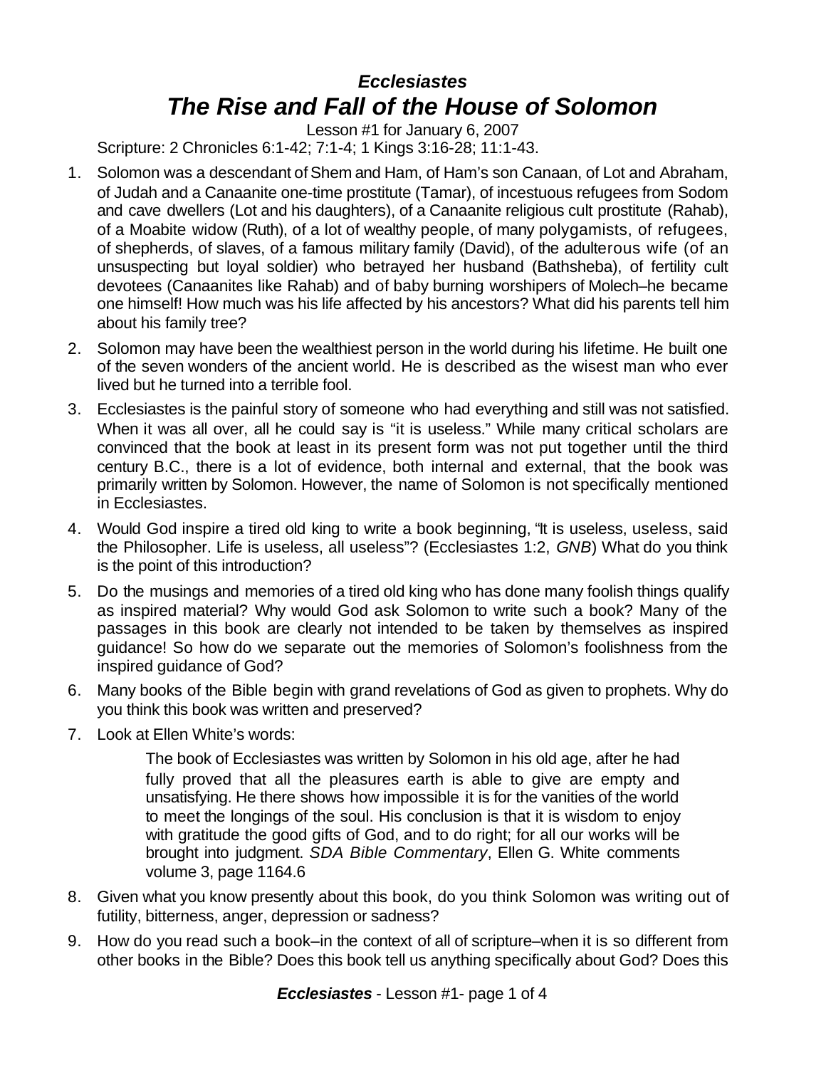# *Ecclesiastes*
# *The Rise and Fall of the House of Solomon*

Lesson #1 for January 6, 2007

Scripture: 2 Chronicles 6:1-42; 7:1-4; 1 Kings 3:16-28; 11:1-43.

1. Solomon was a descendant of Shem and Ham, of Ham's son Canaan, of Lot and Abraham, of Judah and a Canaanite one-time prostitute (Tamar), of incestuous refugees from Sodom and cave dwellers (Lot and his daughters), of a Canaanite religious cult prostitute (Rahab), of a Moabite widow (Ruth), of a lot of wealthy people, of many polygamists, of refugees, of shepherds, of slaves, of a famous military family (David), of the adulterous wife (of an unsuspecting but loyal soldier) who betrayed her husband (Bathsheba), of fertility cult devotees (Canaanites like Rahab) and of baby burning worshipers of Molech–he became one himself! How much was his life affected by his ancestors? What did his parents tell him about his family tree?
2. Solomon may have been the wealthiest person in the world during his lifetime. He built one of the seven wonders of the ancient world. He is described as the wisest man who ever lived but he turned into a terrible fool.
3. Ecclesiastes is the painful story of someone who had everything and still was not satisfied. When it was all over, all he could say is "it is useless." While many critical scholars are convinced that the book at least in its present form was not put together until the third century B.C., there is a lot of evidence, both internal and external, that the book was primarily written by Solomon. However, the name of Solomon is not specifically mentioned in Ecclesiastes.
4. Would God inspire a tired old king to write a book beginning, "It is useless, useless, said the Philosopher. Life is useless, all useless"? (Ecclesiastes 1:2, *GNB*) What do you think is the point of this introduction?
5. Do the musings and memories of a tired old king who has done many foolish things qualify as inspired material? Why would God ask Solomon to write such a book? Many of the passages in this book are clearly not intended to be taken by themselves as inspired guidance! So how do we separate out the memories of Solomon's foolishness from the inspired guidance of God?
6. Many books of the Bible begin with grand revelations of God as given to prophets. Why do you think this book was written and preserved?
7. Look at Ellen White's words:

   > The book of Ecclesiastes was written by Solomon in his old age, after he had fully proved that all the pleasures earth is able to give are empty and unsatisfying. He there shows how impossible it is for the vanities of the world to meet the longings of the soul. His conclusion is that it is wisdom to enjoy with gratitude the good gifts of God, and to do right; for all our works will be brought into judgment. *SDA Bible Commentary*, Ellen G. White comments volume 3, page 1164.6

8. Given what you know presently about this book, do you think Solomon was writing out of futility, bitterness, anger, depression or sadness?
9. How do you read such a book–in the context of all of scripture–when it is so different from other books in the Bible? Does this book tell us anything specifically about God? Does this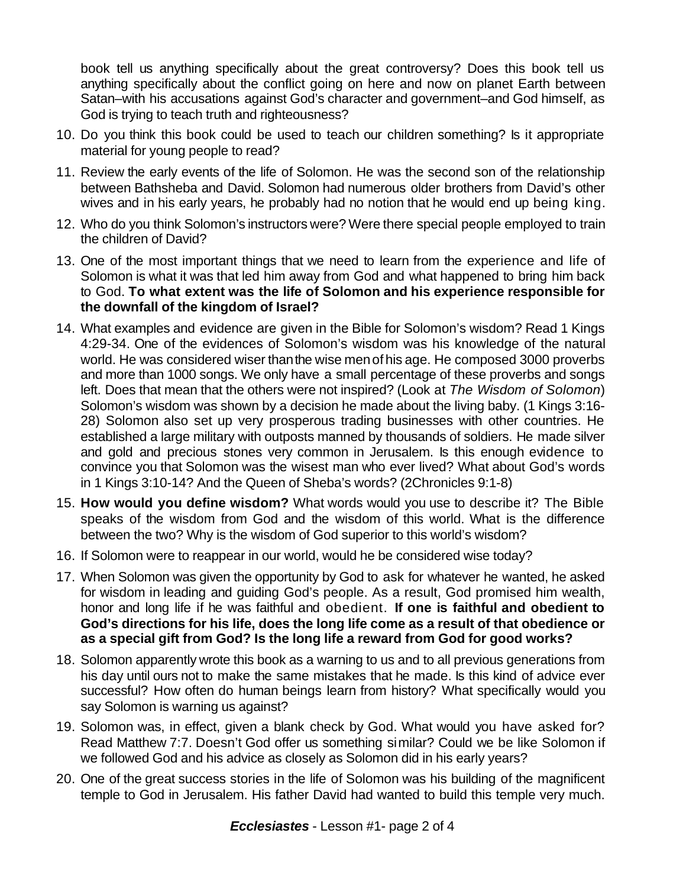book tell us anything specifically about the great controversy? Does this book tell us anything specifically about the conflict going on here and now on planet Earth between Satan–with his accusations against God's character and government–and God himself, as God is trying to teach truth and righteousness?

10. Do you think this book could be used to teach our children something? Is it appropriate material for young people to read?
11. Review the early events of the life of Solomon. He was the second son of the relationship between Bathsheba and David. Solomon had numerous older brothers from David's other wives and in his early years, he probably had no notion that he would end up being king.
12. Who do you think Solomon's instructors were? Were there special people employed to train the children of David?
13. One of the most important things that we need to learn from the experience and life of Solomon is what it was that led him away from God and what happened to bring him back to God. **To what extent was the life of Solomon and his experience responsible for the downfall of the kingdom of Israel?**
14. What examples and evidence are given in the Bible for Solomon's wisdom? Read 1 Kings 4:29-34. One of the evidences of Solomon's wisdom was his knowledge of the natural world. He was considered wiser than the wise men of his age. He composed 3000 proverbs and more than 1000 songs. We only have a small percentage of these proverbs and songs left. Does that mean that the others were not inspired? (Look at *The Wisdom of Solomon*) Solomon's wisdom was shown by a decision he made about the living baby. (1 Kings 3:16-28) Solomon also set up very prosperous trading businesses with other countries. He established a large military with outposts manned by thousands of soldiers. He made silver and gold and precious stones very common in Jerusalem. Is this enough evidence to convince you that Solomon was the wisest man who ever lived? What about God's words in 1 Kings 3:10-14? And the Queen of Sheba's words? (2Chronicles 9:1-8)
15. **How would you define wisdom?** What words would you use to describe it? The Bible speaks of the wisdom from God and the wisdom of this world. What is the difference between the two? Why is the wisdom of God superior to this world's wisdom?
16. If Solomon were to reappear in our world, would he be considered wise today?
17. When Solomon was given the opportunity by God to ask for whatever he wanted, he asked for wisdom in leading and guiding God's people. As a result, God promised him wealth, honor and long life if he was faithful and obedient. **If one is faithful and obedient to God's directions for his life, does the long life come as a result of that obedience or as a special gift from God? Is the long life a reward from God for good works?**
18. Solomon apparently wrote this book as a warning to us and to all previous generations from his day until ours not to make the same mistakes that he made. Is this kind of advice ever successful? How often do human beings learn from history? What specifically would you say Solomon is warning us against?
19. Solomon was, in effect, given a blank check by God. What would you have asked for? Read Matthew 7:7. Doesn't God offer us something similar? Could we be like Solomon if we followed God and his advice as closely as Solomon did in his early years?
20. One of the great success stories in the life of Solomon was his building of the magnificent temple to God in Jerusalem. His father David had wanted to build this temple very much.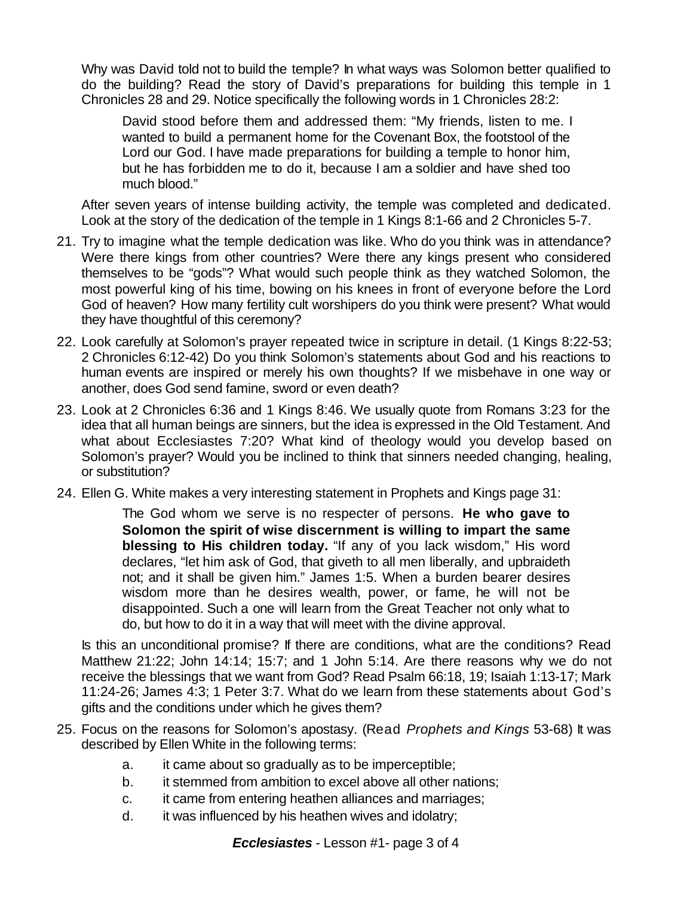Why was David told not to build the temple? In what ways was Solomon better qualified to do the building? Read the story of David's preparations for building this temple in 1 Chronicles 28 and 29. Notice specifically the following words in 1 Chronicles 28:2:

> David stood before them and addressed them: "My friends, listen to me. I wanted to build a permanent home for the Covenant Box, the footstool of the Lord our God. I have made preparations for building a temple to honor him, but he has forbidden me to do it, because I am a soldier and have shed too much blood."

After seven years of intense building activity, the temple was completed and dedicated. Look at the story of the dedication of the temple in 1 Kings 8:1-66 and 2 Chronicles 5-7.

21. Try to imagine what the temple dedication was like. Who do you think was in attendance? Were there kings from other countries? Were there any kings present who considered themselves to be "gods"? What would such people think as they watched Solomon, the most powerful king of his time, bowing on his knees in front of everyone before the Lord God of heaven? How many fertility cult worshipers do you think were present? What would they have thoughtful of this ceremony?

22. Look carefully at Solomon's prayer repeated twice in scripture in detail. (1 Kings 8:22-53; 2 Chronicles 6:12-42) Do you think Solomon's statements about God and his reactions to human events are inspired or merely his own thoughts? If we misbehave in one way or another, does God send famine, sword or even death?

23. Look at 2 Chronicles 6:36 and 1 Kings 8:46. We usually quote from Romans 3:23 for the idea that all human beings are sinners, but the idea is expressed in the Old Testament. And what about Ecclesiastes 7:20? What kind of theology would you develop based on Solomon's prayer? Would you be inclined to think that sinners needed changing, healing, or substitution?

24. Ellen G. White makes a very interesting statement in Prophets and Kings page 31:

    > The God whom we serve is no respecter of persons. **He who gave to Solomon the spirit of wise discernment is willing to impart the same blessing to His children today.** "If any of you lack wisdom," His word declares, "let him ask of God, that giveth to all men liberally, and upbraideth not; and it shall be given him." James 1:5. When a burden bearer desires wisdom more than he desires wealth, power, or fame, he will not be disappointed. Such a one will learn from the Great Teacher not only what to do, but how to do it in a way that will meet with the divine approval.

    Is this an unconditional promise? If there are conditions, what are the conditions? Read Matthew 21:22; John 14:14; 15:7; and 1 John 5:14. Are there reasons why we do not receive the blessings that we want from God? Read Psalm 66:18, 19; Isaiah 1:13-17; Mark 11:24-26; James 4:3; 1 Peter 3:7. What do we learn from these statements about God's gifts and the conditions under which he gives them?

25. Focus on the reasons for Solomon's apostasy. (Read *Prophets and Kings* 53-68) It was described by Ellen White in the following terms:

    a. it came about so gradually as to be imperceptible;
    b. it stemmed from ambition to excel above all other nations;
    c. it came from entering heathen alliances and marriages;
    d. it was influenced by his heathen wives and idolatry;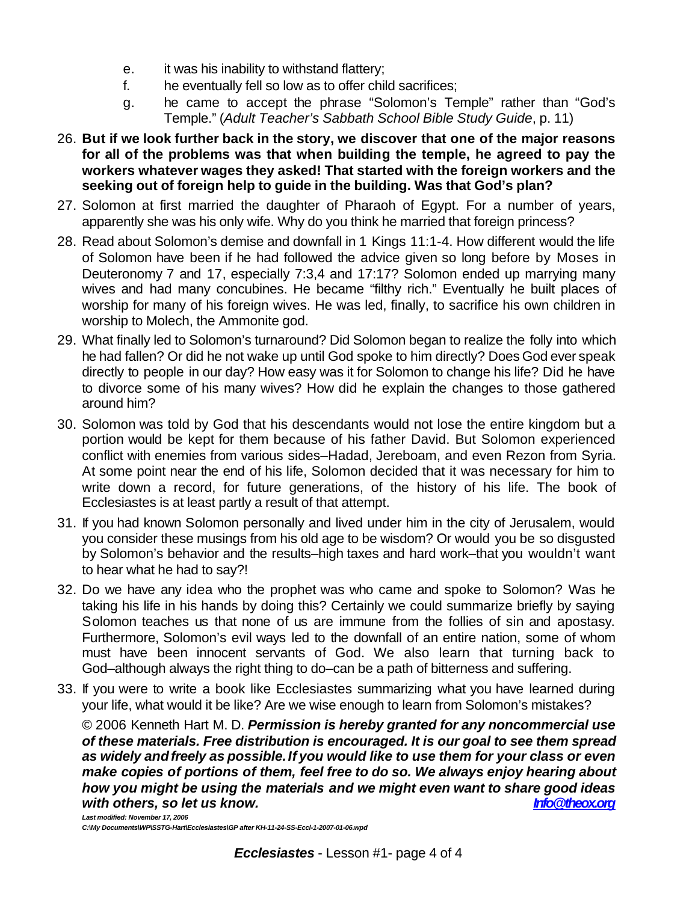e. it was his inability to withstand flattery;
f. he eventually fell so low as to offer child sacrifices;
g. he came to accept the phrase "Solomon's Temple" rather than "God's Temple." (*Adult Teacher's Sabbath School Bible Study Guide*, p. 11)

26. **But if we look further back in the story, we discover that one of the major reasons for all of the problems was that when building the temple, he agreed to pay the workers whatever wages they asked! That started with the foreign workers and the seeking out of foreign help to guide in the building. Was that God's plan?**

27. Solomon at first married the daughter of Pharaoh of Egypt. For a number of years, apparently she was his only wife. Why do you think he married that foreign princess?

28. Read about Solomon's demise and downfall in 1 Kings 11:1-4. How different would the life of Solomon have been if he had followed the advice given so long before by Moses in Deuteronomy 7 and 17, especially 7:3,4 and 17:17? Solomon ended up marrying many wives and had many concubines. He became "filthy rich." Eventually he built places of worship for many of his foreign wives. He was led, finally, to sacrifice his own children in worship to Molech, the Ammonite god.

29. What finally led to Solomon's turnaround? Did Solomon began to realize the folly into which he had fallen? Or did he not wake up until God spoke to him directly? Does God ever speak directly to people in our day? How easy was it for Solomon to change his life? Did he have to divorce some of his many wives? How did he explain the changes to those gathered around him?

30. Solomon was told by God that his descendants would not lose the entire kingdom but a portion would be kept for them because of his father David. But Solomon experienced conflict with enemies from various sides–Hadad, Jereboam, and even Rezon from Syria. At some point near the end of his life, Solomon decided that it was necessary for him to write down a record, for future generations, of the history of his life. The book of Ecclesiastes is at least partly a result of that attempt.

31. If you had known Solomon personally and lived under him in the city of Jerusalem, would you consider these musings from his old age to be wisdom? Or would you be so disgusted by Solomon's behavior and the results–high taxes and hard work–that you wouldn't want to hear what he had to say?!

32. Do we have any idea who the prophet was who came and spoke to Solomon? Was he taking his life in his hands by doing this? Certainly we could summarize briefly by saying Solomon teaches us that none of us are immune from the follies of sin and apostasy. Furthermore, Solomon's evil ways led to the downfall of an entire nation, some of whom must have been innocent servants of God. We also learn that turning back to God–although always the right thing to do–can be a path of bitterness and suffering.

33. If you were to write a book like Ecclesiastes summarizing what you have learned during your life, what would it be like? Are we wise enough to learn from Solomon's mistakes?

© 2006 Kenneth Hart M. D. ***Permission is hereby granted for any noncommercial use of these materials. Free distribution is encouraged. It is our goal to see them spread as widely and freely as possible. If you would like to use them for your class or even make copies of portions of them, feel free to do so. We always enjoy hearing about how you might be using the materials and we might even want to share good ideas with others, so let us know.*** ***Info@theox.org***

***Last modified: November 17, 2006***
***C:\My Documents\WP\SSTG-Hart\Ecclesiastes\GP after KH-11-24-SS-Eccl-1-2007-01-06.wpd***